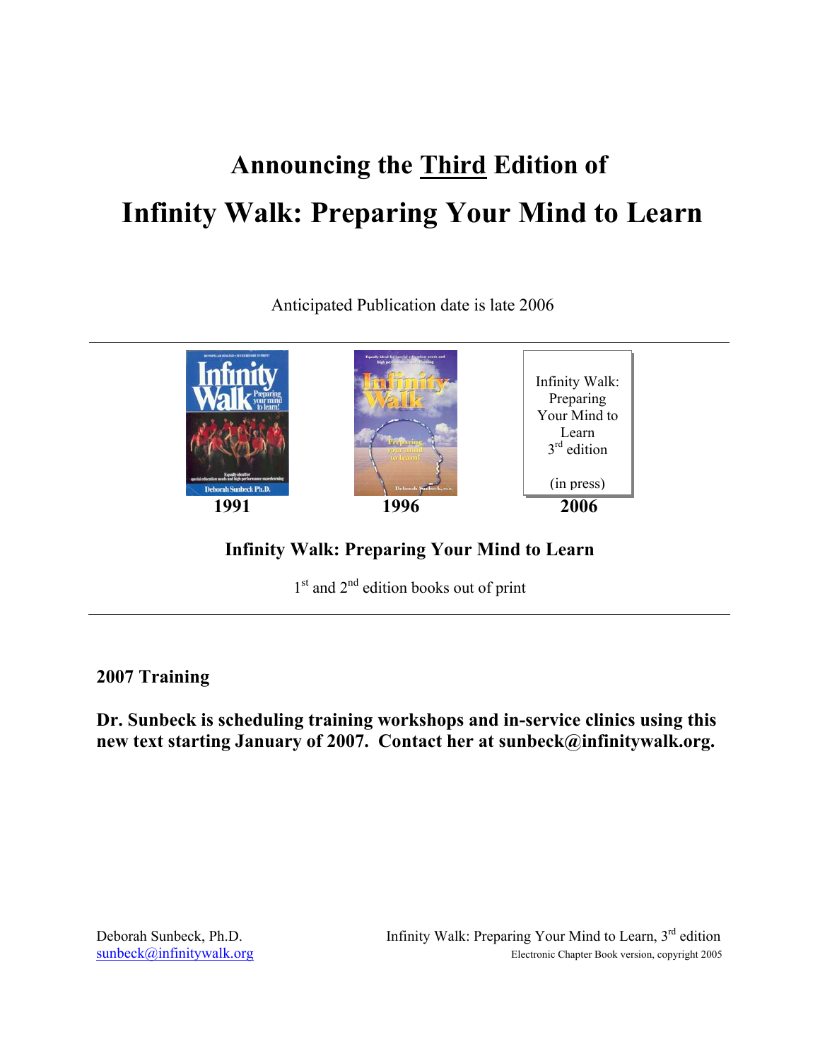# Announcing the Third Edition of

# Infinity Walk: Preparing Your Mind to Learn

Anticipated Publication date is late 2006

| 1991 | 1996 | Infinity Walk: Preparing Your Mind to Learn 3rd edition (in press) 2006 |
|---|---|---|

**Infinity Walk: Preparing Your Mind to Learn**

1st and 2nd edition books out of print

**2007 Training**

**Dr. Sunbeck is scheduling training workshops and in-service clinics using this new text starting January of 2007. Contact her at sunbeck@infinitywalk.org.**

Deborah Sunbeck, Ph.D.
sunbeck@infinitywalk.org

Infinity Walk: Preparing Your Mind to Learn, 3rd edition
Electronic Chapter Book version, copyright 2005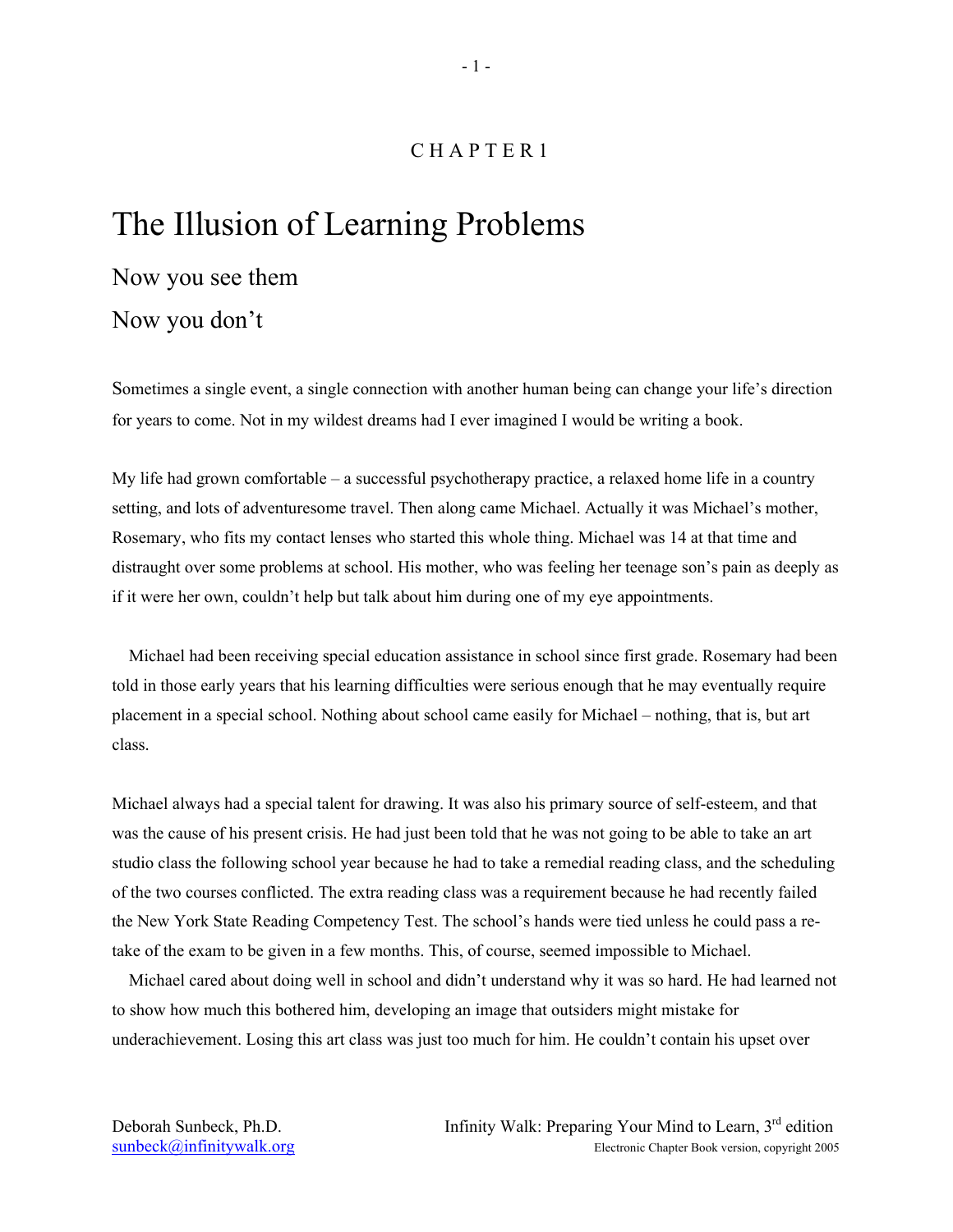CHAPTER 1

# The Illusion of Learning Problems

## Now you see them

## Now you don't

Sometimes a single event, a single connection with another human being can change your life's direction for years to come. Not in my wildest dreams had I ever imagined I would be writing a book.

My life had grown comfortable – a successful psychotherapy practice, a relaxed home life in a country setting, and lots of adventuresome travel. Then along came Michael. Actually it was Michael's mother, Rosemary, who fits my contact lenses who started this whole thing. Michael was 14 at that time and distraught over some problems at school. His mother, who was feeling her teenage son's pain as deeply as if it were her own, couldn't help but talk about him during one of my eye appointments.

Michael had been receiving special education assistance in school since first grade. Rosemary had been told in those early years that his learning difficulties were serious enough that he may eventually require placement in a special school. Nothing about school came easily for Michael – nothing, that is, but art class.

Michael always had a special talent for drawing. It was also his primary source of self-esteem, and that was the cause of his present crisis. He had just been told that he was not going to be able to take an art studio class the following school year because he had to take a remedial reading class, and the scheduling of the two courses conflicted. The extra reading class was a requirement because he had recently failed the New York State Reading Competency Test. The school's hands were tied unless he could pass a re-take of the exam to be given in a few months. This, of course, seemed impossible to Michael.

Michael cared about doing well in school and didn't understand why it was so hard. He had learned not to show how much this bothered him, developing an image that outsiders might mistake for underachievement. Losing this art class was just too much for him. He couldn't contain his upset over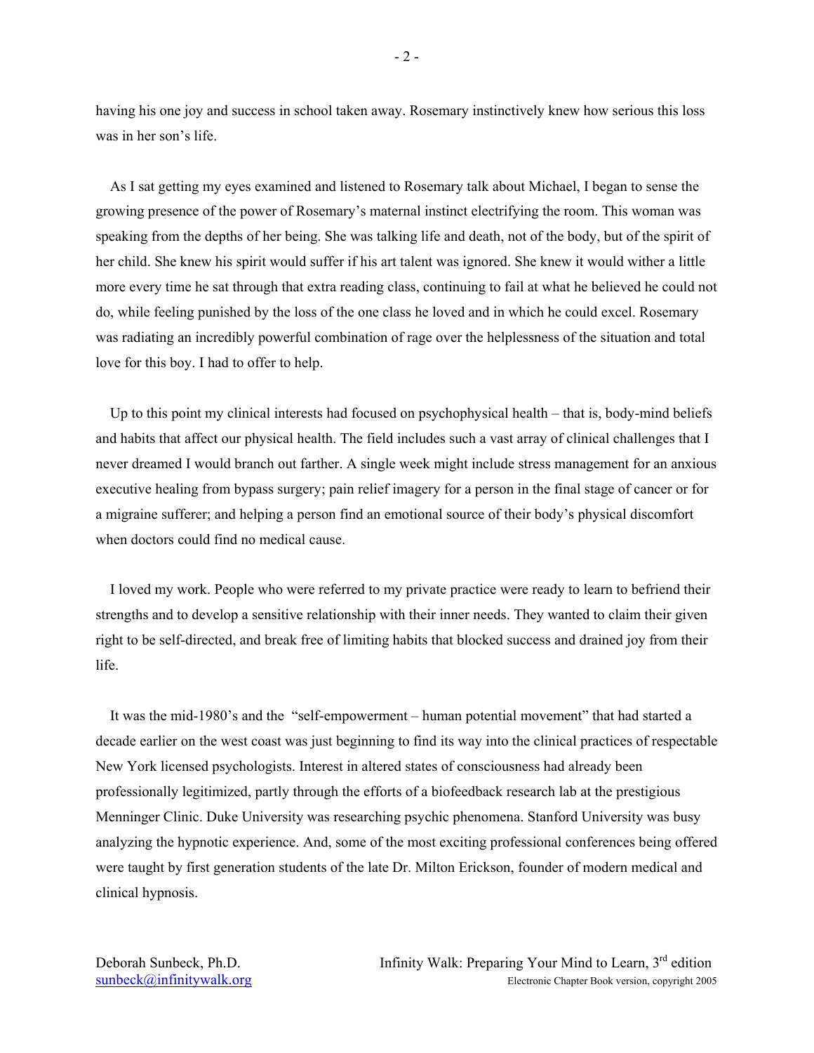having his one joy and success in school taken away. Rosemary instinctively knew how serious this loss was in her son's life.

As I sat getting my eyes examined and listened to Rosemary talk about Michael, I began to sense the growing presence of the power of Rosemary's maternal instinct electrifying the room. This woman was speaking from the depths of her being. She was talking life and death, not of the body, but of the spirit of her child. She knew his spirit would suffer if his art talent was ignored. She knew it would wither a little more every time he sat through that extra reading class, continuing to fail at what he believed he could not do, while feeling punished by the loss of the one class he loved and in which he could excel. Rosemary was radiating an incredibly powerful combination of rage over the helplessness of the situation and total love for this boy. I had to offer to help.

Up to this point my clinical interests had focused on psychophysical health – that is, body-mind beliefs and habits that affect our physical health. The field includes such a vast array of clinical challenges that I never dreamed I would branch out farther. A single week might include stress management for an anxious executive healing from bypass surgery; pain relief imagery for a person in the final stage of cancer or for a migraine sufferer; and helping a person find an emotional source of their body's physical discomfort when doctors could find no medical cause.

I loved my work. People who were referred to my private practice were ready to learn to befriend their strengths and to develop a sensitive relationship with their inner needs. They wanted to claim their given right to be self-directed, and break free of limiting habits that blocked success and drained joy from their life.

It was the mid-1980's and the "self-empowerment – human potential movement" that had started a decade earlier on the west coast was just beginning to find its way into the clinical practices of respectable New York licensed psychologists. Interest in altered states of consciousness had already been professionally legitimized, partly through the efforts of a biofeedback research lab at the prestigious Menninger Clinic. Duke University was researching psychic phenomena. Stanford University was busy analyzing the hypnotic experience. And, some of the most exciting professional conferences being offered were taught by first generation students of the late Dr. Milton Erickson, founder of modern medical and clinical hypnosis.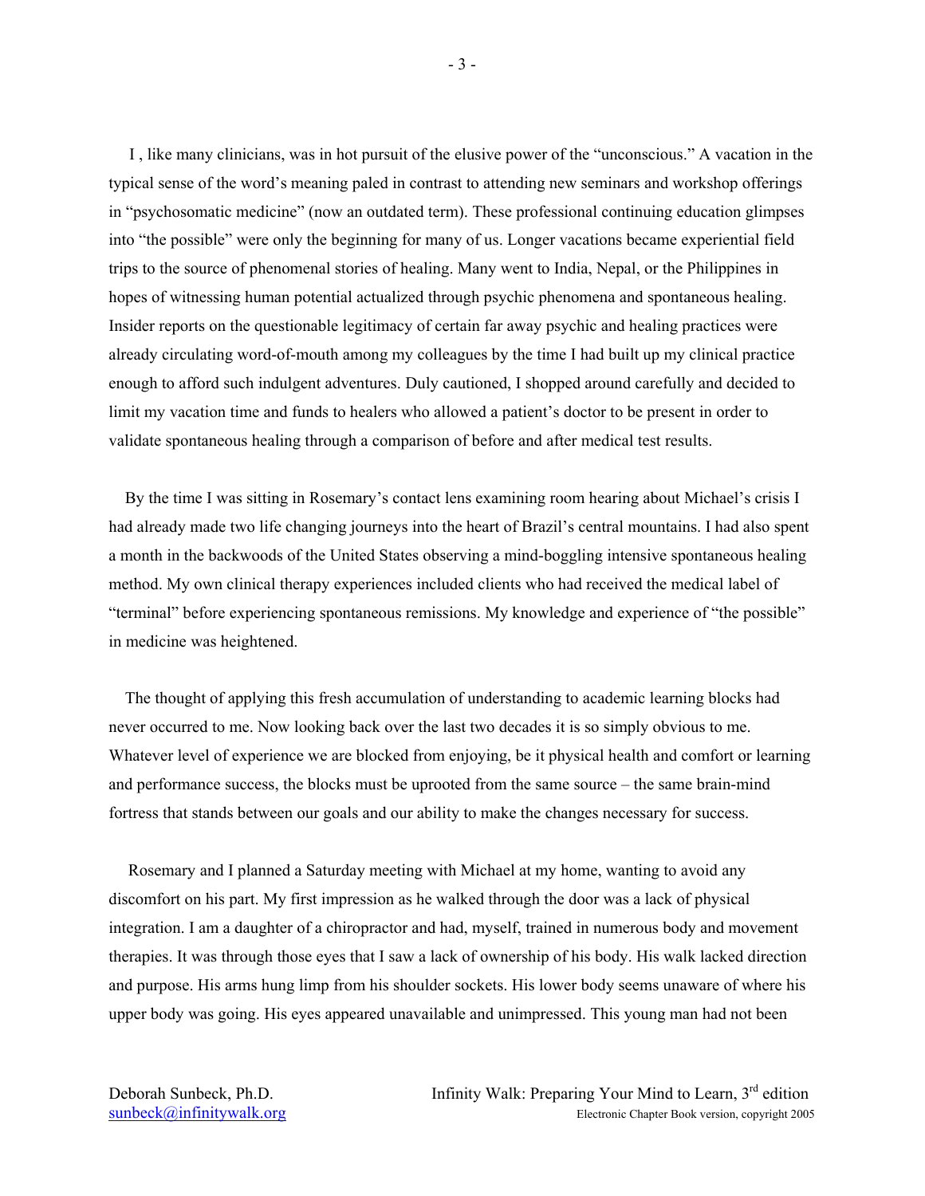I , like many clinicians, was in hot pursuit of the elusive power of the "unconscious." A vacation in the typical sense of the word's meaning paled in contrast to attending new seminars and workshop offerings in "psychosomatic medicine" (now an outdated term). These professional continuing education glimpses into "the possible" were only the beginning for many of us. Longer vacations became experiential field trips to the source of phenomenal stories of healing. Many went to India, Nepal, or the Philippines in hopes of witnessing human potential actualized through psychic phenomena and spontaneous healing. Insider reports on the questionable legitimacy of certain far away psychic and healing practices were already circulating word-of-mouth among my colleagues by the time I had built up my clinical practice enough to afford such indulgent adventures. Duly cautioned, I shopped around carefully and decided to limit my vacation time and funds to healers who allowed a patient's doctor to be present in order to validate spontaneous healing through a comparison of before and after medical test results.

By the time I was sitting in Rosemary's contact lens examining room hearing about Michael's crisis I had already made two life changing journeys into the heart of Brazil's central mountains. I had also spent a month in the backwoods of the United States observing a mind-boggling intensive spontaneous healing method. My own clinical therapy experiences included clients who had received the medical label of "terminal" before experiencing spontaneous remissions. My knowledge and experience of "the possible" in medicine was heightened.

The thought of applying this fresh accumulation of understanding to academic learning blocks had never occurred to me. Now looking back over the last two decades it is so simply obvious to me. Whatever level of experience we are blocked from enjoying, be it physical health and comfort or learning and performance success, the blocks must be uprooted from the same source – the same brain-mind fortress that stands between our goals and our ability to make the changes necessary for success.

Rosemary and I planned a Saturday meeting with Michael at my home, wanting to avoid any discomfort on his part. My first impression as he walked through the door was a lack of physical integration. I am a daughter of a chiropractor and had, myself, trained in numerous body and movement therapies. It was through those eyes that I saw a lack of ownership of his body. His walk lacked direction and purpose. His arms hung limp from his shoulder sockets. His lower body seems unaware of where his upper body was going. His eyes appeared unavailable and unimpressed. This young man had not been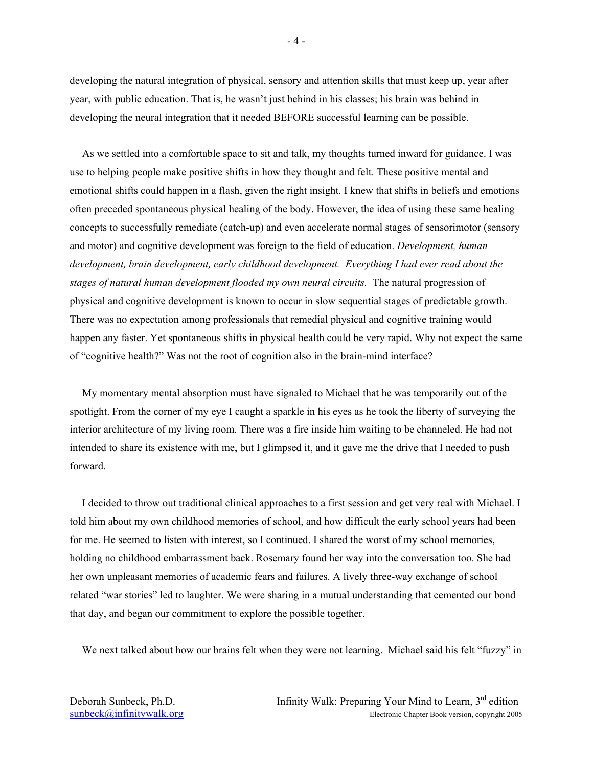developing the natural integration of physical, sensory and attention skills that must keep up, year after year, with public education. That is, he wasn't just behind in his classes; his brain was behind in developing the neural integration that it needed BEFORE successful learning can be possible.

As we settled into a comfortable space to sit and talk, my thoughts turned inward for guidance. I was use to helping people make positive shifts in how they thought and felt. These positive mental and emotional shifts could happen in a flash, given the right insight. I knew that shifts in beliefs and emotions often preceded spontaneous physical healing of the body. However, the idea of using these same healing concepts to successfully remediate (catch-up) and even accelerate normal stages of sensorimotor (sensory and motor) and cognitive development was foreign to the field of education. *Development, human development, brain development, early childhood development. Everything I had ever read about the stages of natural human development flooded my own neural circuits.* The natural progression of physical and cognitive development is known to occur in slow sequential stages of predictable growth. There was no expectation among professionals that remedial physical and cognitive training would happen any faster. Yet spontaneous shifts in physical health could be very rapid. Why not expect the same of "cognitive health?" Was not the root of cognition also in the brain-mind interface?

My momentary mental absorption must have signaled to Michael that he was temporarily out of the spotlight. From the corner of my eye I caught a sparkle in his eyes as he took the liberty of surveying the interior architecture of my living room. There was a fire inside him waiting to be channeled. He had not intended to share its existence with me, but I glimpsed it, and it gave me the drive that I needed to push forward.

I decided to throw out traditional clinical approaches to a first session and get very real with Michael. I told him about my own childhood memories of school, and how difficult the early school years had been for me. He seemed to listen with interest, so I continued. I shared the worst of my school memories, holding no childhood embarrassment back. Rosemary found her way into the conversation too. She had her own unpleasant memories of academic fears and failures. A lively three-way exchange of school related "war stories" led to laughter. We were sharing in a mutual understanding that cemented our bond that day, and began our commitment to explore the possible together.

We next talked about how our brains felt when they were not learning. Michael said his felt "fuzzy" in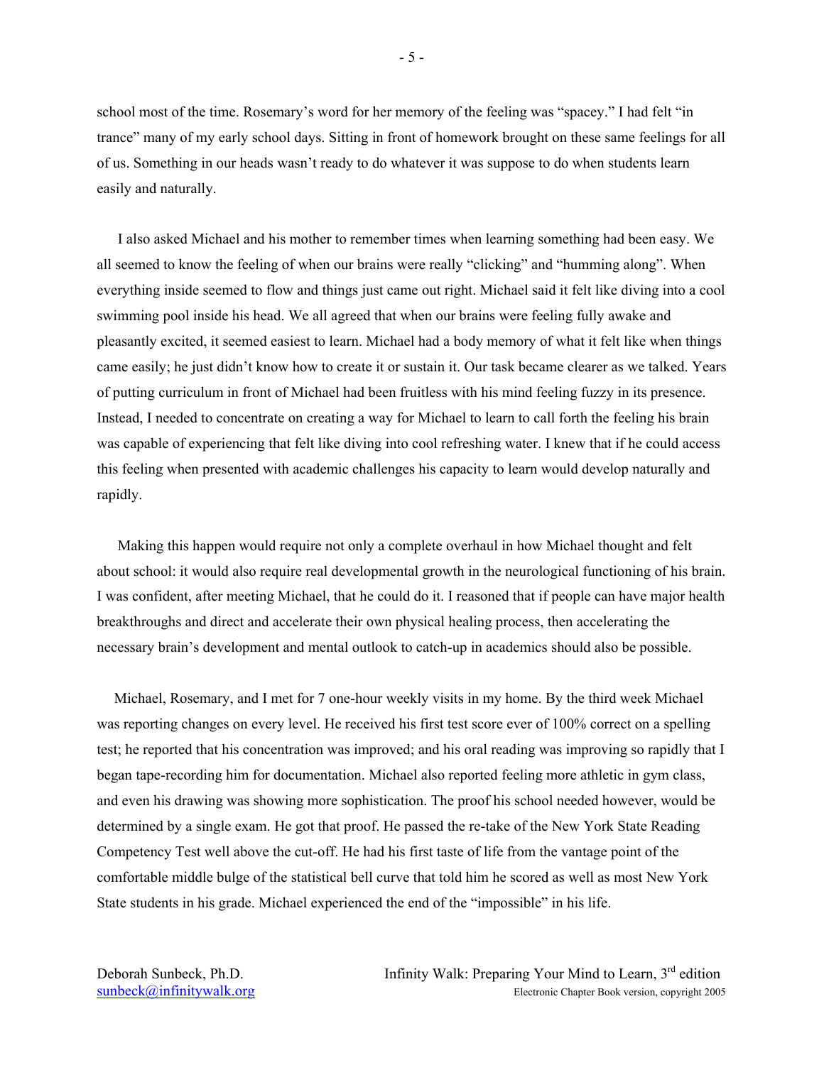school most of the time. Rosemary's word for her memory of the feeling was "spacey." I had felt "in trance" many of my early school days. Sitting in front of homework brought on these same feelings for all of us. Something in our heads wasn't ready to do whatever it was suppose to do when students learn easily and naturally.

I also asked Michael and his mother to remember times when learning something had been easy. We all seemed to know the feeling of when our brains were really "clicking" and "humming along". When everything inside seemed to flow and things just came out right. Michael said it felt like diving into a cool swimming pool inside his head. We all agreed that when our brains were feeling fully awake and pleasantly excited, it seemed easiest to learn. Michael had a body memory of what it felt like when things came easily; he just didn't know how to create it or sustain it. Our task became clearer as we talked. Years of putting curriculum in front of Michael had been fruitless with his mind feeling fuzzy in its presence. Instead, I needed to concentrate on creating a way for Michael to learn to call forth the feeling his brain was capable of experiencing that felt like diving into cool refreshing water. I knew that if he could access this feeling when presented with academic challenges his capacity to learn would develop naturally and rapidly.

Making this happen would require not only a complete overhaul in how Michael thought and felt about school: it would also require real developmental growth in the neurological functioning of his brain. I was confident, after meeting Michael, that he could do it. I reasoned that if people can have major health breakthroughs and direct and accelerate their own physical healing process, then accelerating the necessary brain's development and mental outlook to catch-up in academics should also be possible.

Michael, Rosemary, and I met for 7 one-hour weekly visits in my home. By the third week Michael was reporting changes on every level. He received his first test score ever of 100% correct on a spelling test; he reported that his concentration was improved; and his oral reading was improving so rapidly that I began tape-recording him for documentation. Michael also reported feeling more athletic in gym class, and even his drawing was showing more sophistication. The proof his school needed however, would be determined by a single exam. He got that proof. He passed the re-take of the New York State Reading Competency Test well above the cut-off. He had his first taste of life from the vantage point of the comfortable middle bulge of the statistical bell curve that told him he scored as well as most New York State students in his grade. Michael experienced the end of the "impossible" in his life.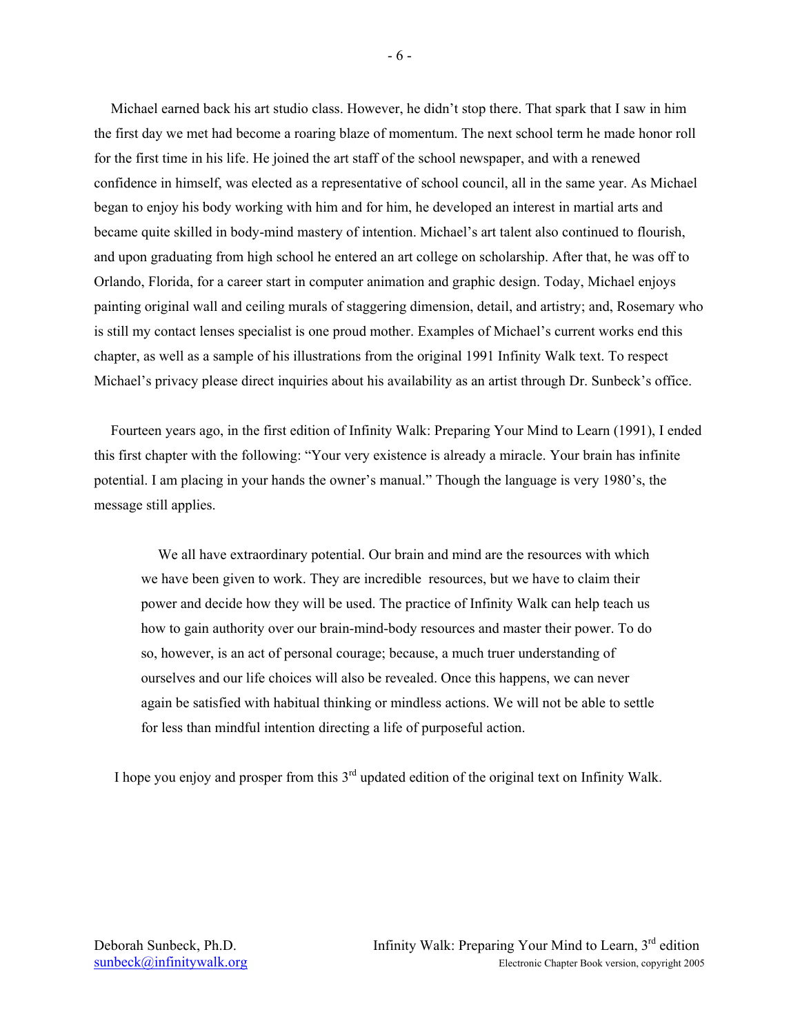Michael earned back his art studio class. However, he didn't stop there. That spark that I saw in him the first day we met had become a roaring blaze of momentum. The next school term he made honor roll for the first time in his life. He joined the art staff of the school newspaper, and with a renewed confidence in himself, was elected as a representative of school council, all in the same year. As Michael began to enjoy his body working with him and for him, he developed an interest in martial arts and became quite skilled in body-mind mastery of intention. Michael's art talent also continued to flourish, and upon graduating from high school he entered an art college on scholarship. After that, he was off to Orlando, Florida, for a career start in computer animation and graphic design. Today, Michael enjoys painting original wall and ceiling murals of staggering dimension, detail, and artistry; and, Rosemary who is still my contact lenses specialist is one proud mother. Examples of Michael's current works end this chapter, as well as a sample of his illustrations from the original 1991 Infinity Walk text. To respect Michael's privacy please direct inquiries about his availability as an artist through Dr. Sunbeck's office.

Fourteen years ago, in the first edition of Infinity Walk: Preparing Your Mind to Learn (1991), I ended this first chapter with the following: "Your very existence is already a miracle. Your brain has infinite potential. I am placing in your hands the owner's manual." Though the language is very 1980's, the message still applies.

> We all have extraordinary potential. Our brain and mind are the resources with which we have been given to work. They are incredible resources, but we have to claim their power and decide how they will be used. The practice of Infinity Walk can help teach us how to gain authority over our brain-mind-body resources and master their power. To do so, however, is an act of personal courage; because, a much truer understanding of ourselves and our life choices will also be revealed. Once this happens, we can never again be satisfied with habitual thinking or mindless actions. We will not be able to settle for less than mindful intention directing a life of purposeful action.

I hope you enjoy and prosper from this 3rd updated edition of the original text on Infinity Walk.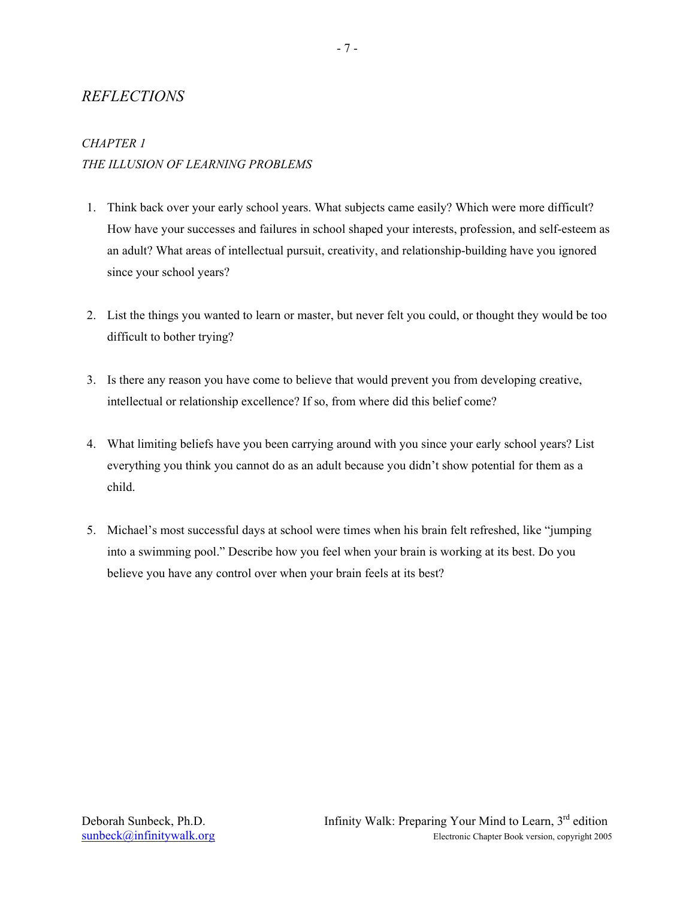# *REFLECTIONS*

## *CHAPTER 1*
## *THE ILLUSION OF LEARNING PROBLEMS*

1. Think back over your early school years. What subjects came easily? Which were more difficult? How have your successes and failures in school shaped your interests, profession, and self-esteem as an adult? What areas of intellectual pursuit, creativity, and relationship-building have you ignored since your school years?

2. List the things you wanted to learn or master, but never felt you could, or thought they would be too difficult to bother trying?

3. Is there any reason you have come to believe that would prevent you from developing creative, intellectual or relationship excellence? If so, from where did this belief come?

4. What limiting beliefs have you been carrying around with you since your early school years? List everything you think you cannot do as an adult because you didn't show potential for them as a child.

5. Michael's most successful days at school were times when his brain felt refreshed, like "jumping into a swimming pool." Describe how you feel when your brain is working at its best. Do you believe you have any control over when your brain feels at its best?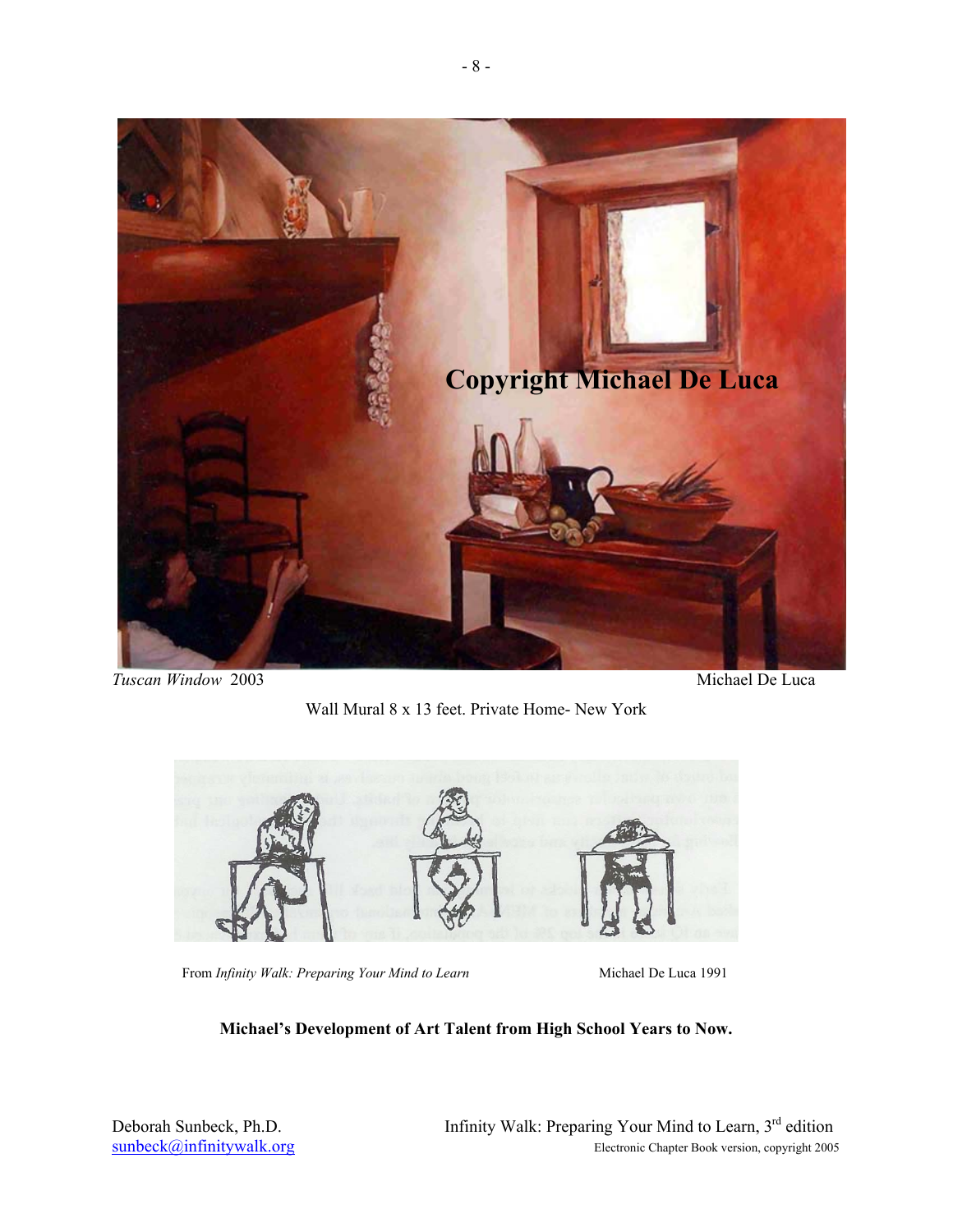Copyright Michael De Luca

*Tuscan Window* 2003 Michael De Luca

Wall Mural 8 x 13 feet. Private Home- New York

From *Infinity Walk: Preparing Your Mind to Learn* Michael De Luca 1991

**Michael's Development of Art Talent from High School Years to Now.**